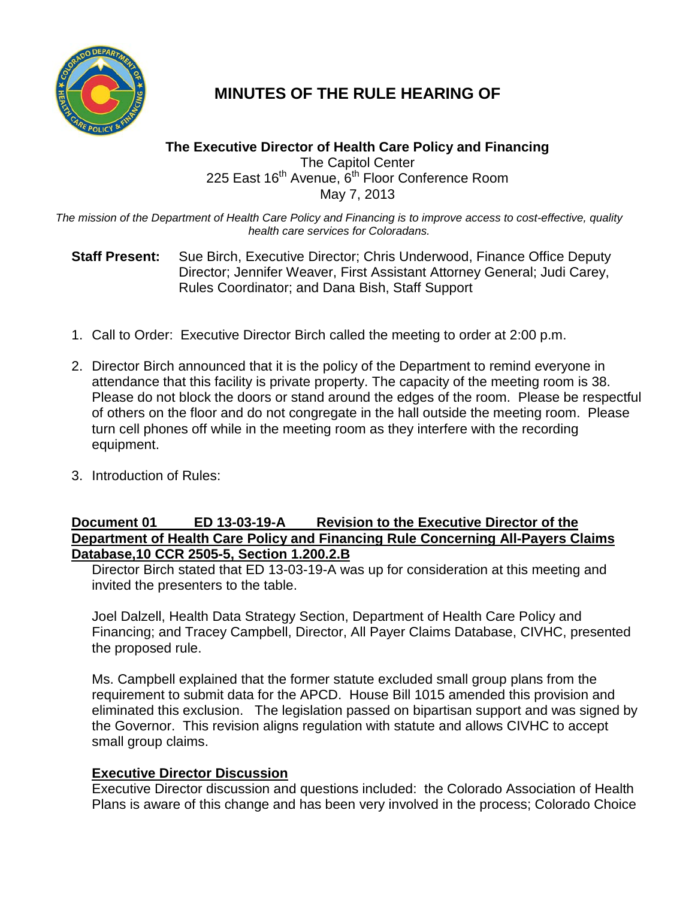# MINUTES OF THE RULE HEARING OF

**The Executive Director of Health Care Policy and Financing**
The Capitol Center
225 East 16th Avenue, 6th Floor Conference Room
May 7, 2013

*The mission of the Department of Health Care Policy and Financing is to improve access to cost-effective, quality health care services for Coloradans.*

**Staff Present:** Sue Birch, Executive Director; Chris Underwood, Finance Office Deputy Director; Jennifer Weaver, First Assistant Attorney General; Judi Carey, Rules Coordinator; and Dana Bish, Staff Support

1. Call to Order: Executive Director Birch called the meeting to order at 2:00 p.m.

2. Director Birch announced that it is the policy of the Department to remind everyone in attendance that this facility is private property. The capacity of the meeting room is 38. Please do not block the doors or stand around the edges of the room. Please be respectful of others on the floor and do not congregate in the hall outside the meeting room. Please turn cell phones off while in the meeting room as they interfere with the recording equipment.

3. Introduction of Rules:

**Document 01 ED 13-03-19-A Revision to the Executive Director of the Department of Health Care Policy and Financing Rule Concerning All-Payers Claims Database,10 CCR 2505-5, Section 1.200.2.B**

Director Birch stated that ED 13-03-19-A was up for consideration at this meeting and invited the presenters to the table.

Joel Dalzell, Health Data Strategy Section, Department of Health Care Policy and Financing; and Tracey Campbell, Director, All Payer Claims Database, CIVHC, presented the proposed rule.

Ms. Campbell explained that the former statute excluded small group plans from the requirement to submit data for the APCD. House Bill 1015 amended this provision and eliminated this exclusion. The legislation passed on bipartisan support and was signed by the Governor. This revision aligns regulation with statute and allows CIVHC to accept small group claims.

**Executive Director Discussion**

Executive Director discussion and questions included: the Colorado Association of Health Plans is aware of this change and has been very involved in the process; Colorado Choice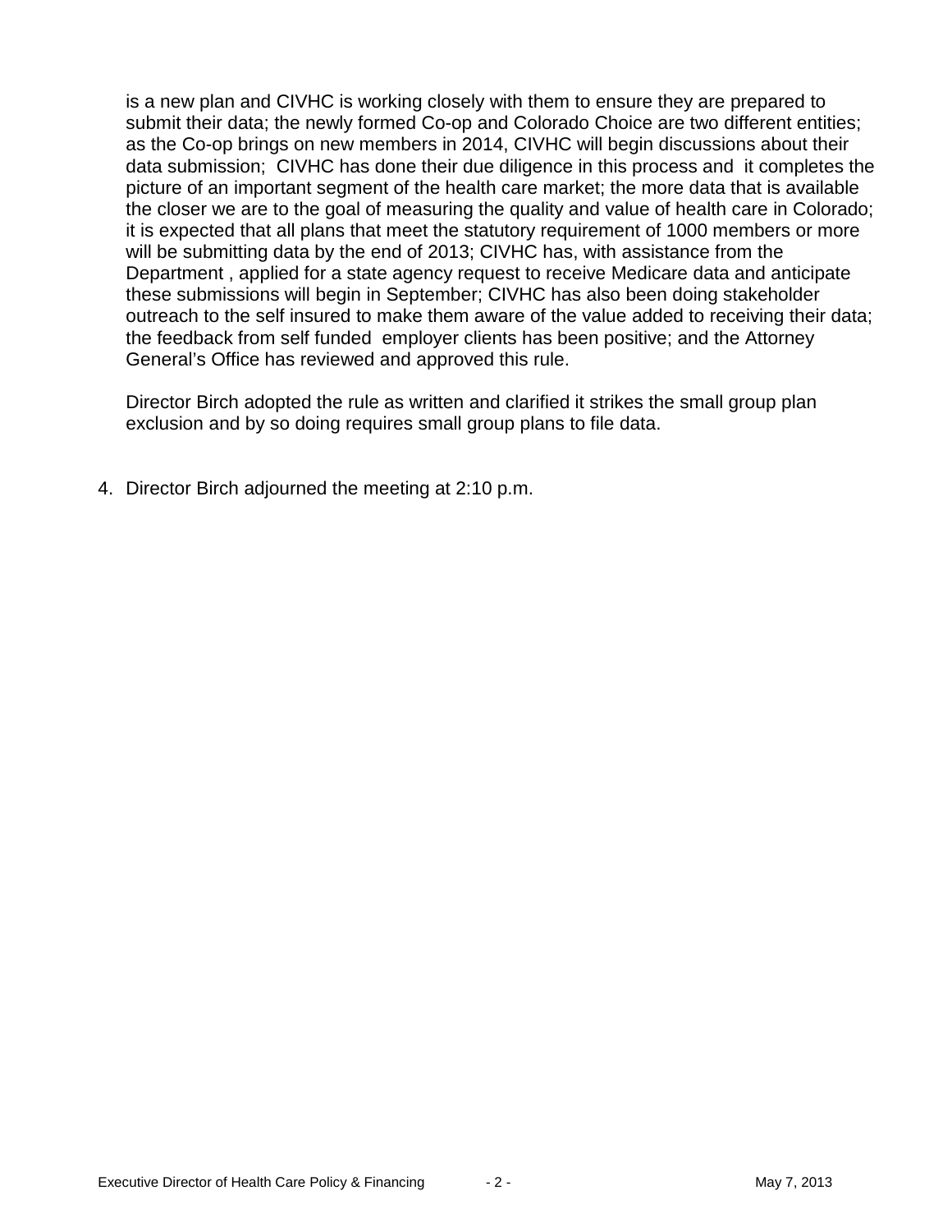is a new plan and CIVHC is working closely with them to ensure they are prepared to submit their data; the newly formed Co-op and Colorado Choice are two different entities; as the Co-op brings on new members in 2014, CIVHC will begin discussions about their data submission; CIVHC has done their due diligence in this process and it completes the picture of an important segment of the health care market; the more data that is available the closer we are to the goal of measuring the quality and value of health care in Colorado; it is expected that all plans that meet the statutory requirement of 1000 members or more will be submitting data by the end of 2013; CIVHC has, with assistance from the Department , applied for a state agency request to receive Medicare data and anticipate these submissions will begin in September; CIVHC has also been doing stakeholder outreach to the self insured to make them aware of the value added to receiving their data; the feedback from self funded employer clients has been positive; and the Attorney General's Office has reviewed and approved this rule.

Director Birch adopted the rule as written and clarified it strikes the small group plan exclusion and by so doing requires small group plans to file data.

4. Director Birch adjourned the meeting at 2:10 p.m.